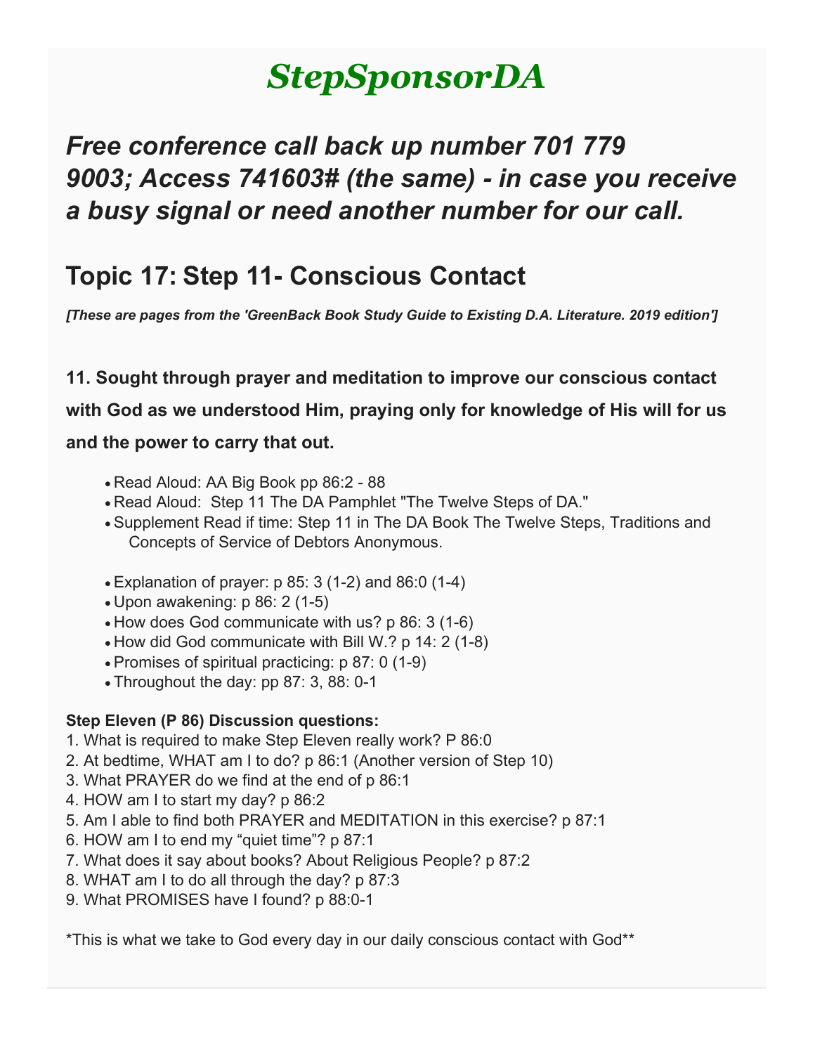# *StepSponsorDA*

## *Free conference call back up number 701 779 9003; Access 741603# (the same) - in case you receive a busy signal or need another number for our call.*

## Topic 17: Step 11- Conscious Contact

***[These are pages from the 'GreenBack Book Study Guide to Existing D.A. Literature. 2019 edition']***

**11. Sought through prayer and meditation to improve our conscious contact with God as we understood Him, praying only for knowledge of His will for us and the power to carry that out.**

- Read Aloud: AA Big Book pp 86:2 - 88
- Read Aloud: Step 11 The DA Pamphlet "The Twelve Steps of DA."
- Supplement Read if time: Step 11 in The DA Book The Twelve Steps, Traditions and Concepts of Service of Debtors Anonymous.

- Explanation of prayer: p 85: 3 (1-2) and 86:0 (1-4)
- Upon awakening: p 86: 2 (1-5)
- How does God communicate with us? p 86: 3 (1-6)
- How did God communicate with Bill W.? p 14: 2 (1-8)
- Promises of spiritual practicing: p 87: 0 (1-9)
- Throughout the day: pp 87: 3, 88: 0-1

**Step Eleven (P 86) Discussion questions:**

1. What is required to make Step Eleven really work? P 86:0
2. At bedtime, WHAT am I to do? p 86:1 (Another version of Step 10)
3. What PRAYER do we find at the end of p 86:1
4. HOW am I to start my day? p 86:2
5. Am I able to find both PRAYER and MEDITATION in this exercise? p 87:1
6. HOW am I to end my "quiet time"? p 87:1
7. What does it say about books? About Religious People? p 87:2
8. WHAT am I to do all through the day? p 87:3
9. What PROMISES have I found? p 88:0-1

*This is what we take to God every day in our daily conscious contact with God**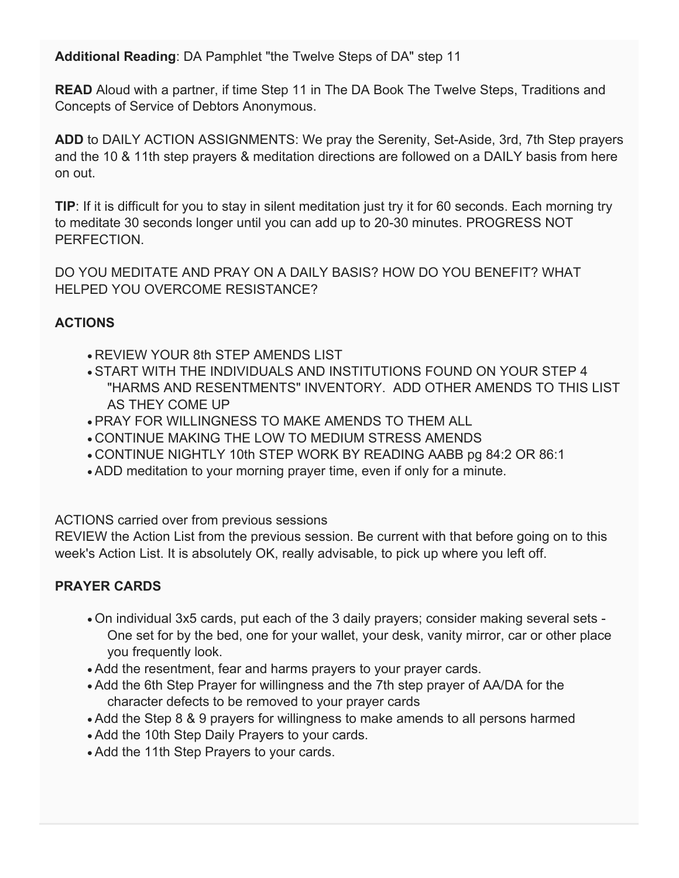**Additional Reading**: DA Pamphlet "the Twelve Steps of DA" step 11

**READ** Aloud with a partner, if time Step 11 in The DA Book The Twelve Steps, Traditions and Concepts of Service of Debtors Anonymous.

**ADD** to DAILY ACTION ASSIGNMENTS: We pray the Serenity, Set-Aside, 3rd, 7th Step prayers and the 10 & 11th step prayers & meditation directions are followed on a DAILY basis from here on out.

**TIP**: If it is difficult for you to stay in silent meditation just try it for 60 seconds. Each morning try to meditate 30 seconds longer until you can add up to 20-30 minutes. PROGRESS NOT PERFECTION.

DO YOU MEDITATE AND PRAY ON A DAILY BASIS? HOW DO YOU BENEFIT? WHAT HELPED YOU OVERCOME RESISTANCE?

**ACTIONS**

- REVIEW YOUR 8th STEP AMENDS LIST
- START WITH THE INDIVIDUALS AND INSTITUTIONS FOUND ON YOUR STEP 4 "HARMS AND RESENTMENTS" INVENTORY. ADD OTHER AMENDS TO THIS LIST AS THEY COME UP
- PRAY FOR WILLINGNESS TO MAKE AMENDS TO THEM ALL
- CONTINUE MAKING THE LOW TO MEDIUM STRESS AMENDS
- CONTINUE NIGHTLY 10th STEP WORK BY READING AABB pg 84:2 OR 86:1
- ADD meditation to your morning prayer time, even if only for a minute.

ACTIONS carried over from previous sessions
REVIEW the Action List from the previous session. Be current with that before going on to this week's Action List. It is absolutely OK, really advisable, to pick up where you left off.

**PRAYER CARDS**

- On individual 3x5 cards, put each of the 3 daily prayers; consider making several sets - One set for by the bed, one for your wallet, your desk, vanity mirror, car or other place you frequently look.
- Add the resentment, fear and harms prayers to your prayer cards.
- Add the 6th Step Prayer for willingness and the 7th step prayer of AA/DA for the character defects to be removed to your prayer cards
- Add the Step 8 & 9 prayers for willingness to make amends to all persons harmed
- Add the 10th Step Daily Prayers to your cards.
- Add the 11th Step Prayers to your cards.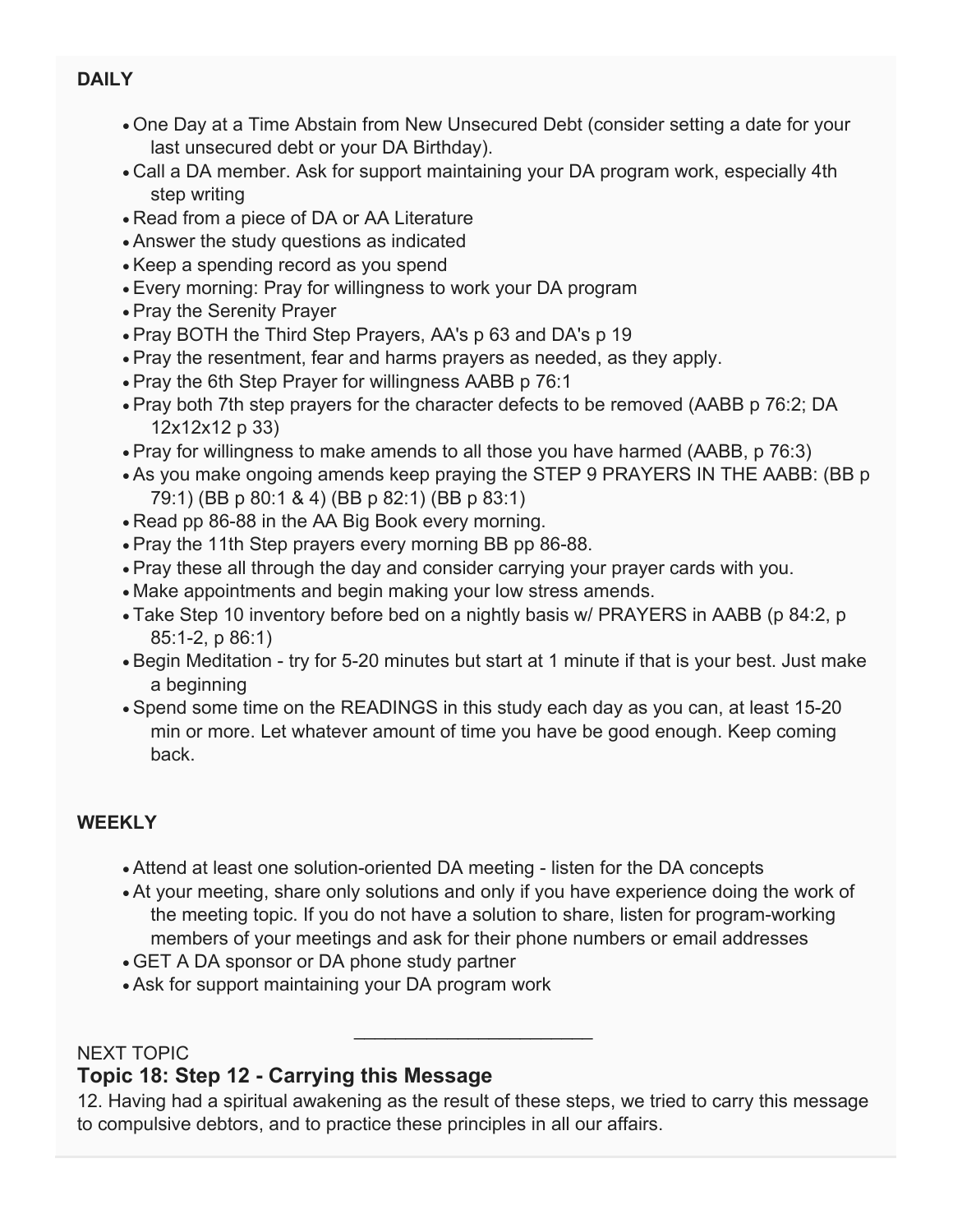**DAILY**

- One Day at a Time Abstain from New Unsecured Debt (consider setting a date for your last unsecured debt or your DA Birthday).
- Call a DA member. Ask for support maintaining your DA program work, especially 4th step writing
- Read from a piece of DA or AA Literature
- Answer the study questions as indicated
- Keep a spending record as you spend
- Every morning: Pray for willingness to work your DA program
- Pray the Serenity Prayer
- Pray BOTH the Third Step Prayers, AA's p 63 and DA's p 19
- Pray the resentment, fear and harms prayers as needed, as they apply.
- Pray the 6th Step Prayer for willingness AABB p 76:1
- Pray both 7th step prayers for the character defects to be removed (AABB p 76:2; DA 12x12x12 p 33)
- Pray for willingness to make amends to all those you have harmed (AABB, p 76:3)
- As you make ongoing amends keep praying the STEP 9 PRAYERS IN THE AABB: (BB p 79:1) (BB p 80:1 & 4) (BB p 82:1) (BB p 83:1)
- Read pp 86-88 in the AA Big Book every morning.
- Pray the 11th Step prayers every morning BB pp 86-88.
- Pray these all through the day and consider carrying your prayer cards with you.
- Make appointments and begin making your low stress amends.
- Take Step 10 inventory before bed on a nightly basis w/ PRAYERS in AABB (p 84:2, p 85:1-2, p 86:1)
- Begin Meditation - try for 5-20 minutes but start at 1 minute if that is your best. Just make a beginning
- Spend some time on the READINGS in this study each day as you can, at least 15-20 min or more. Let whatever amount of time you have be good enough. Keep coming back.

**WEEKLY**

- Attend at least one solution-oriented DA meeting - listen for the DA concepts
- At your meeting, share only solutions and only if you have experience doing the work of the meeting topic. If you do not have a solution to share, listen for program-working members of your meetings and ask for their phone numbers or email addresses
- GET A DA sponsor or DA phone study partner
- Ask for support maintaining your DA program work

---

NEXT TOPIC

### Topic 18: Step 12 - Carrying this Message

12. Having had a spiritual awakening as the result of these steps, we tried to carry this message to compulsive debtors, and to practice these principles in all our affairs.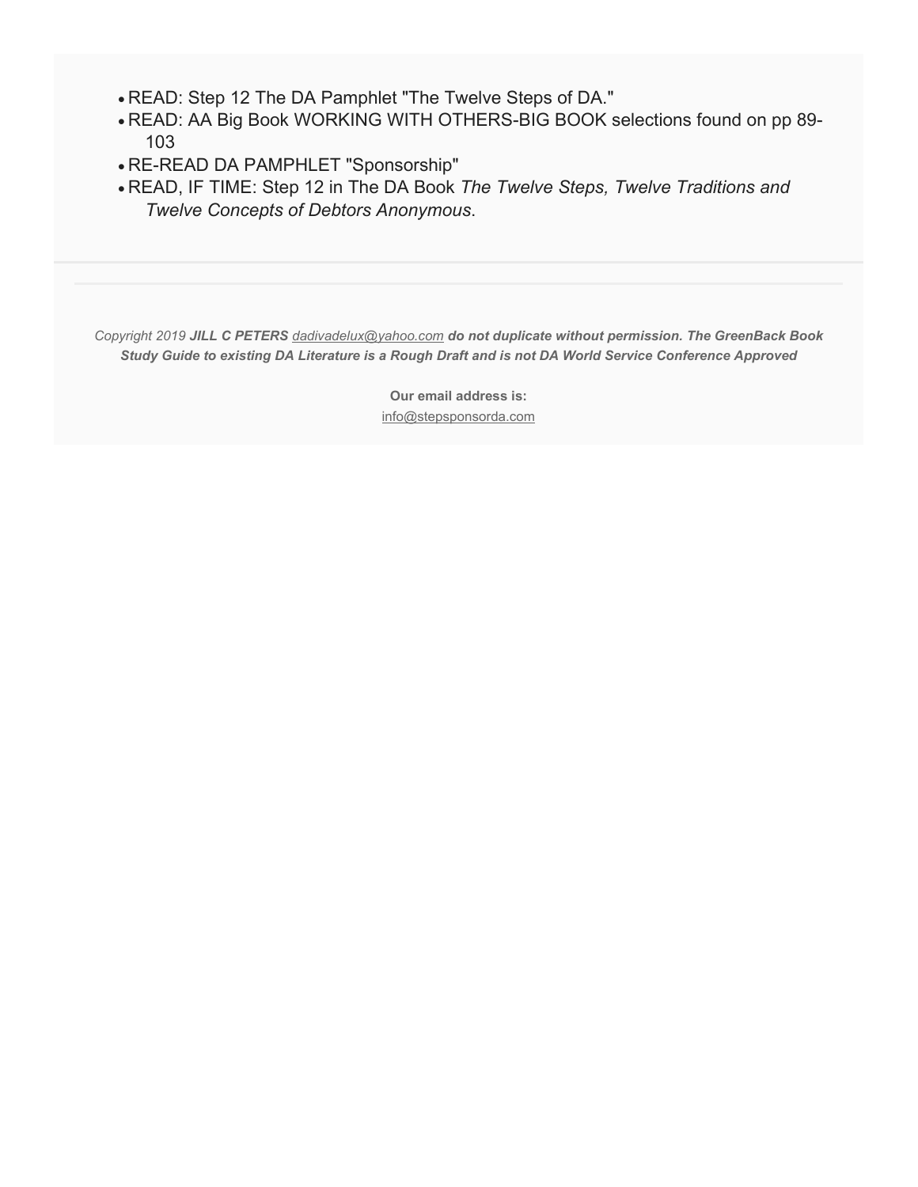- READ: Step 12 The DA Pamphlet "The Twelve Steps of DA."
- READ: AA Big Book WORKING WITH OTHERS-BIG BOOK selections found on pp 89-103
- RE-READ DA PAMPHLET "Sponsorship"
- READ, IF TIME: Step 12 in The DA Book *The Twelve Steps, Twelve Traditions and Twelve Concepts of Debtors Anonymous*.

---

*Copyright 2019* ***JILL C PETERS*** *dadivadelux@yahoo.com* ***do not duplicate without permission. The GreenBack Book Study Guide to existing DA Literature is a Rough Draft and is not DA World Service Conference Approved***

**Our email address is:**
info@stepsponsorda.com